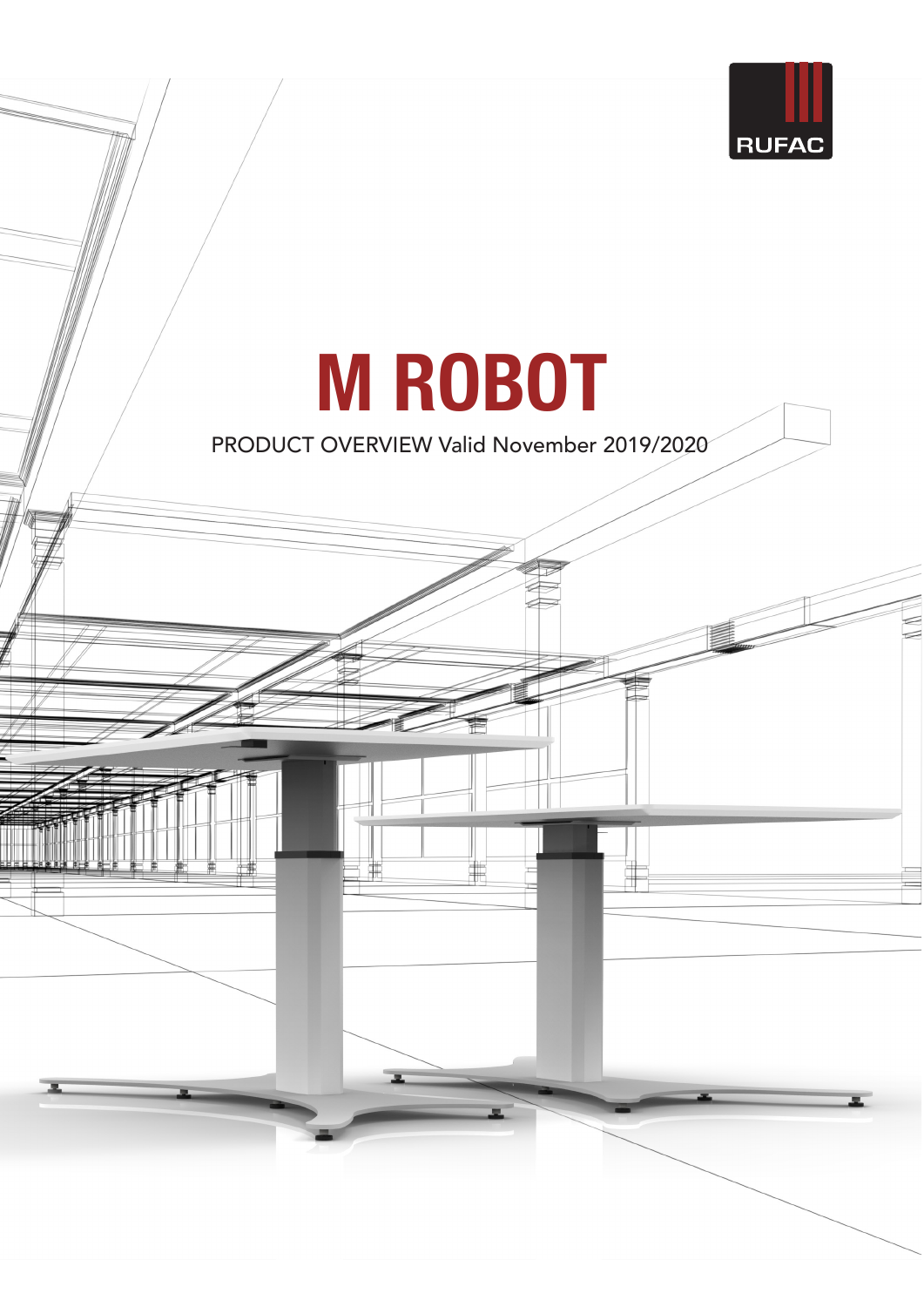RUFAC

# M ROBOT

PRODUCT OVERVIEW Valid November 2019/2020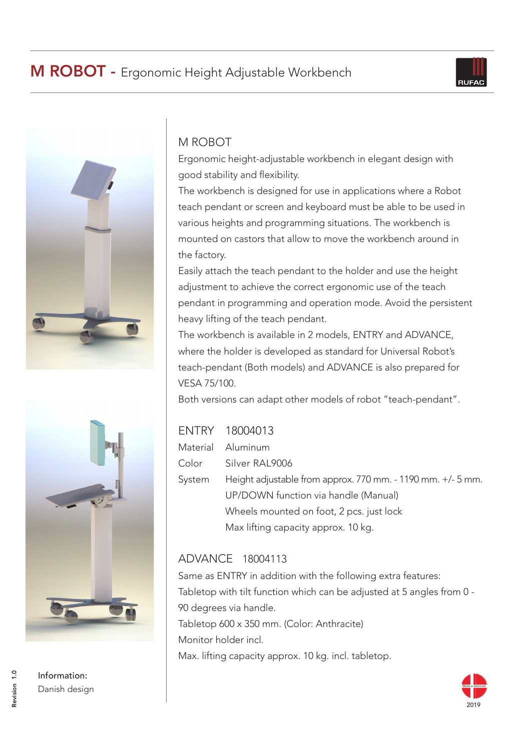# M ROBOT - Ergonomic Height Adjustable Workbench

## M ROBOT

Ergonomic height-adjustable workbench in elegant design with good stability and flexibility.

The workbench is designed for use in applications where a Robot teach pendant or screen and keyboard must be able to be used in various heights and programming situations. The workbench is mounted on castors that allow to move the workbench around in the factory.

Easily attach the teach pendant to the holder and use the height adjustment to achieve the correct ergonomic use of the teach pendant in programming and operation mode. Avoid the persistent heavy lifting of the teach pendant.

The workbench is available in 2 models, ENTRY and ADVANCE, where the holder is developed as standard for Universal Robot's teach-pendant (Both models) and ADVANCE is also prepared for VESA 75/100.

Both versions can adapt other models of robot "teach-pendant".

## ENTRY 18004013

| | |
|---|---|
| Material | Aluminum |
| Color | Silver RAL9006 |
| System | Height adjustable from approx. 770 mm. - 1190 mm. +/- 5 mm. |
| | UP/DOWN function via handle (Manual) |
| | Wheels mounted on foot, 2 pcs. just lock |
| | Max lifting capacity approx. 10 kg. |

## ADVANCE 18004113

Same as ENTRY in addition with the following extra features:

Tabletop with tilt function which can be adjusted at 5 angles from 0 - 90 degrees via handle.

Tabletop 600 x 350 mm. (Color: Anthracite)

Monitor holder incl.

Max. lifting capacity approx. 10 kg. incl. tabletop.

Information:
Danish design

Revision 1.0

Made in Denmark 2019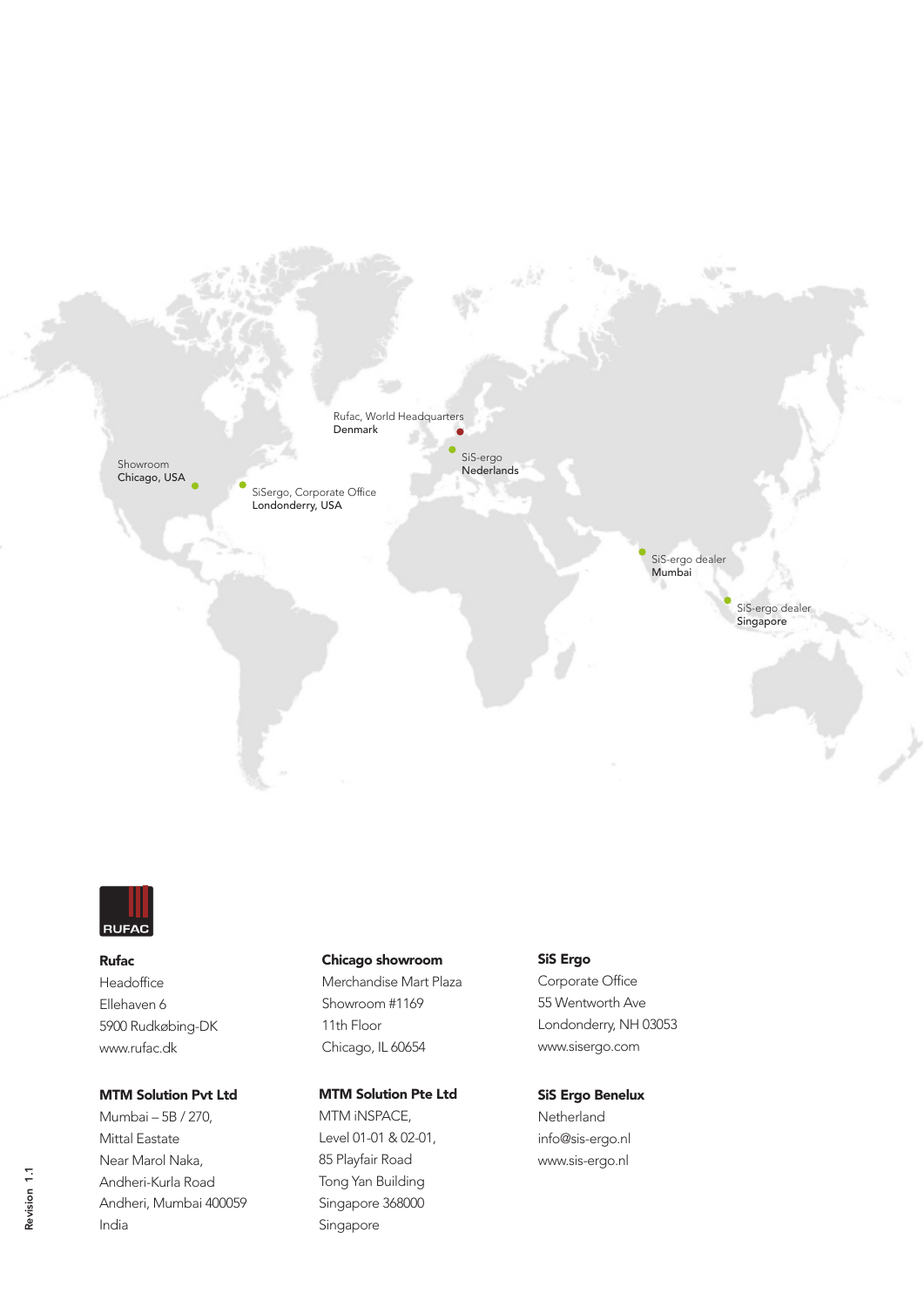Rufac, World Headquarters
Denmark

Showroom
Chicago, USA

SiSergo, Corporate Office
Londonderry, USA

SiS-ergo
Nederlands

SiS-ergo dealer
Mumbai

SiS-ergo dealer
Singapore

RUFAC

**Rufac**
Headoffice
Ellehaven 6
5900 Rudkøbing-DK
www.rufac.dk

**Chicago showroom**
Merchandise Mart Plaza
Showroom #1169
11th Floor
Chicago, IL 60654

**SiS Ergo**
Corporate Office
55 Wentworth Ave
Londonderry, NH 03053
www.sisergo.com

**MTM Solution Pvt Ltd**
Mumbai – 5B / 270,
Mittal Eastate
Near Marol Naka,
Andheri-Kurla Road
Andheri, Mumbai 400059
India

**MTM Solution Pte Ltd**
MTM iNSPACE,
Level 01-01 & 02-01,
85 Playfair Road
Tong Yan Building
Singapore 368000
Singapore

**SiS Ergo Benelux**
Netherland
info@sis-ergo.nl
www.sis-ergo.nl

Revision 1.1